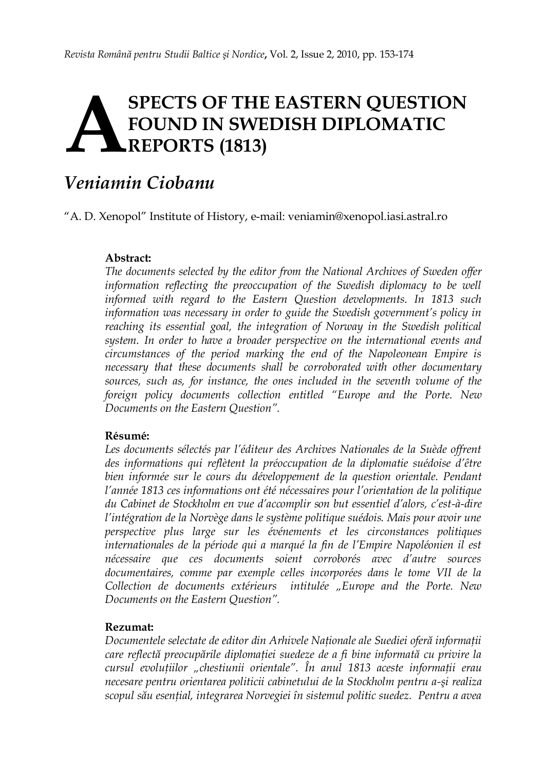# ASPECTS OF THE EASTERN QUESTION FOUND IN SWEDISH DIPLOMATIC REPORTS (1813)

## *Veniamin Ciobanu*

"A. D. Xenopol" Institute of History, e-mail: veniamin@xenopol.iasi.astral.ro

**Abstract:**
*The documents selected by the editor from the National Archives of Sweden offer information reflecting the preoccupation of the Swedish diplomacy to be well informed with regard to the Eastern Question developments. In 1813 such information was necessary in order to guide the Swedish government's policy in reaching its essential goal, the integration of Norway in the Swedish political system. In order to have a broader perspective on the international events and circumstances of the period marking the end of the Napoleonean Empire is necessary that these documents shall be corroborated with other documentary sources, such as, for instance, the ones included in the seventh volume of the foreign policy documents collection entitled "Europe and the Porte. New Documents on the Eastern Question".*

**Résumé:**
*Les documents sélectés par l'éditeur des Archives Nationales de la Suède offrent des informations qui reflètent la préoccupation de la diplomatie suédoise d'être bien informée sur le cours du développement de la question orientale. Pendant l'année 1813 ces informations ont été nécessaires pour l'orientation de la politique du Cabinet de Stockholm en vue d'accomplir son but essentiel d'alors, c'est-à-dire l'intégration de la Norvège dans le système politique suédois. Mais pour avoir une perspective plus large sur les événements et les circonstances politiques internationales de la période qui a marqué la fin de l'Empire Napoléonien il est nécessaire que ces documents soient corroborés avec d'autre sources documentaires, comme par exemple celles incorporées dans le tome VII de la Collection de documents extérieurs intitulée „Europe and the Porte. New Documents on the Eastern Question".*

**Rezumat:**
*Documentele selectate de editor din Arhivele Naționale ale Suediei oferă informații care reflectă preocupările diplomației suedeze de a fi bine informată cu privire la cursul evoluțiilor „chestiunii orientale". În anul 1813 aceste informații erau necesare pentru orientarea politicii cabinetului de la Stockholm pentru a-şi realiza scopul său esențial, integrarea Norvegiei în sistemul politic suedez. Pentru a avea*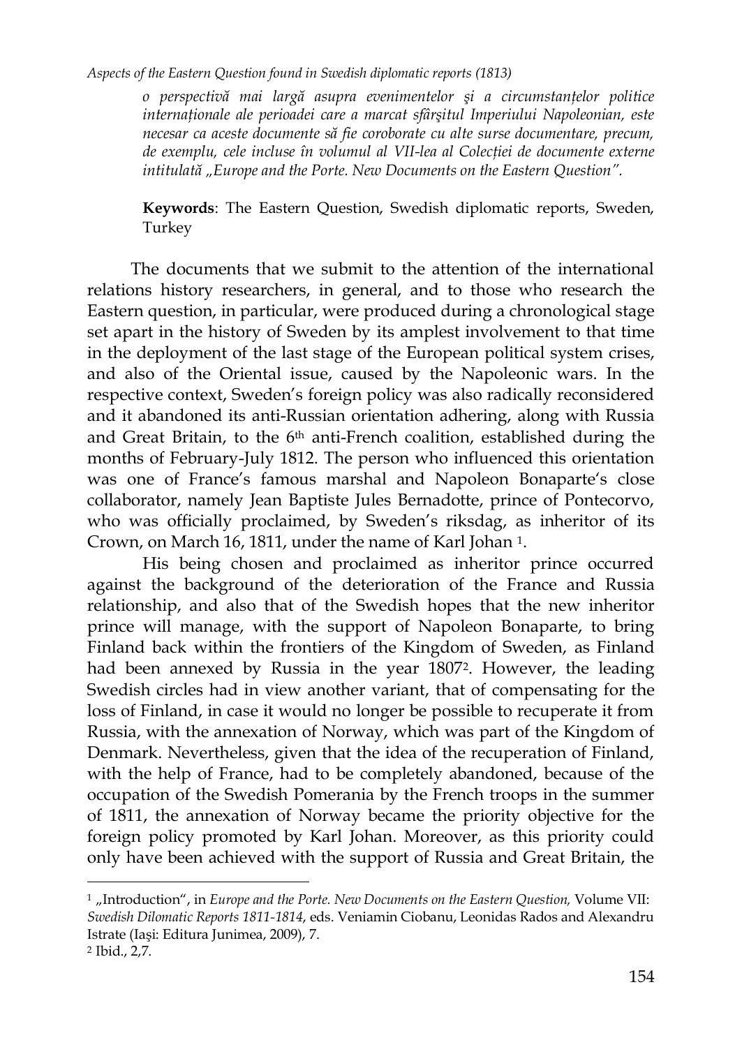*o perspectivă mai largă asupra evenimentelor şi a circumstanțelor politice internaționale ale perioadei care a marcat sfârşitul Imperiului Napoleonian, este necesar ca aceste documente să fie coroborate cu alte surse documentare, precum, de exemplu, cele incluse în volumul al VII-lea al Colecției de documente externe intitulată „Europe and the Porte. New Documents on the Eastern Question".*

**Keywords**: The Eastern Question, Swedish diplomatic reports, Sweden, Turkey

The documents that we submit to the attention of the international relations history researchers, in general, and to those who research the Eastern question, in particular, were produced during a chronological stage set apart in the history of Sweden by its amplest involvement to that time in the deployment of the last stage of the European political system crises, and also of the Oriental issue, caused by the Napoleonic wars. In the respective context, Sweden's foreign policy was also radically reconsidered and it abandoned its anti-Russian orientation adhering, along with Russia and Great Britain, to the 6th anti-French coalition, established during the months of February-July 1812. The person who influenced this orientation was one of France's famous marshal and Napoleon Bonaparte's close collaborator, namely Jean Baptiste Jules Bernadotte, prince of Pontecorvo, who was officially proclaimed, by Sweden's riksdag, as inheritor of its Crown, on March 16, 1811, under the name of Karl Johan [1].

His being chosen and proclaimed as inheritor prince occurred against the background of the deterioration of the France and Russia relationship, and also that of the Swedish hopes that the new inheritor prince will manage, with the support of Napoleon Bonaparte, to bring Finland back within the frontiers of the Kingdom of Sweden, as Finland had been annexed by Russia in the year 1807[2]. However, the leading Swedish circles had in view another variant, that of compensating for the loss of Finland, in case it would no longer be possible to recuperate it from Russia, with the annexation of Norway, which was part of the Kingdom of Denmark. Nevertheless, given that the idea of the recuperation of Finland, with the help of France, had to be completely abandoned, because of the occupation of the Swedish Pomerania by the French troops in the summer of 1811, the annexation of Norway became the priority objective for the foreign policy promoted by Karl Johan. Moreover, as this priority could only have been achieved with the support of Russia and Great Britain, the

---

[1] „Introduction", in *Europe and the Porte. New Documents on the Eastern Question,* Volume VII: *Swedish Dilomatic Reports 1811-1814*, eds. Veniamin Ciobanu, Leonidas Rados and Alexandru Istrate (Iaşi: Editura Junimea, 2009), 7.

[2] Ibid., 2,7.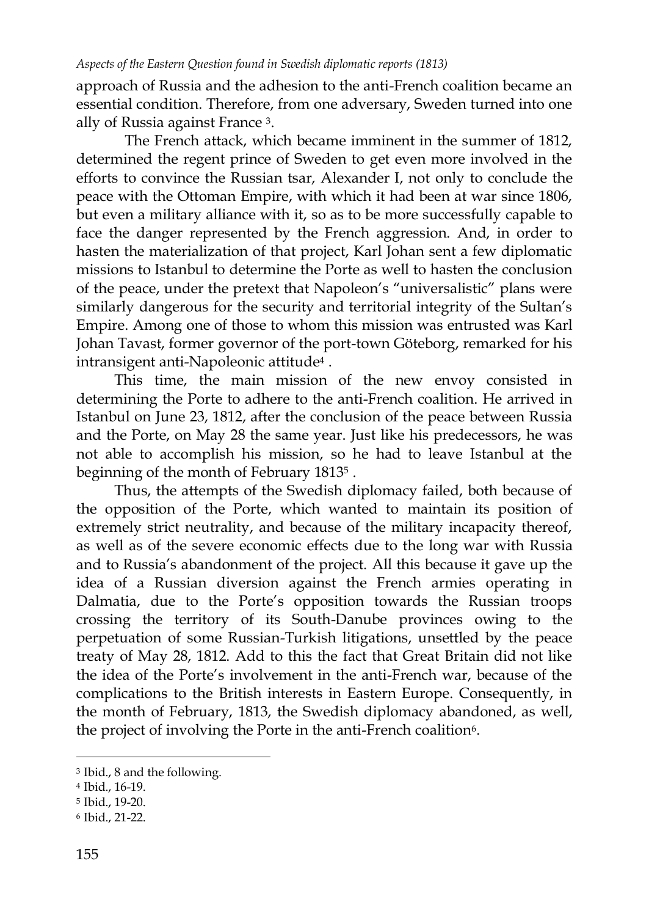approach of Russia and the adhesion to the anti-French coalition became an essential condition. Therefore, from one adversary, Sweden turned into one ally of Russia against France [3].

The French attack, which became imminent in the summer of 1812, determined the regent prince of Sweden to get even more involved in the efforts to convince the Russian tsar, Alexander I, not only to conclude the peace with the Ottoman Empire, with which it had been at war since 1806, but even a military alliance with it, so as to be more successfully capable to face the danger represented by the French aggression. And, in order to hasten the materialization of that project, Karl Johan sent a few diplomatic missions to Istanbul to determine the Porte as well to hasten the conclusion of the peace, under the pretext that Napoleon's "universalistic" plans were similarly dangerous for the security and territorial integrity of the Sultan's Empire. Among one of those to whom this mission was entrusted was Karl Johan Tavast, former governor of the port-town Göteborg, remarked for his intransigent anti-Napoleonic attitude[4] .

This time, the main mission of the new envoy consisted in determining the Porte to adhere to the anti-French coalition. He arrived in Istanbul on June 23, 1812, after the conclusion of the peace between Russia and the Porte, on May 28 the same year. Just like his predecessors, he was not able to accomplish his mission, so he had to leave Istanbul at the beginning of the month of February 1813[5] .

Thus, the attempts of the Swedish diplomacy failed, both because of the opposition of the Porte, which wanted to maintain its position of extremely strict neutrality, and because of the military incapacity thereof, as well as of the severe economic effects due to the long war with Russia and to Russia's abandonment of the project. All this because it gave up the idea of a Russian diversion against the French armies operating in Dalmatia, due to the Porte's opposition towards the Russian troops crossing the territory of its South-Danube provinces owing to the perpetuation of some Russian-Turkish litigations, unsettled by the peace treaty of May 28, 1812. Add to this the fact that Great Britain did not like the idea of the Porte's involvement in the anti-French war, because of the complications to the British interests in Eastern Europe. Consequently, in the month of February, 1813, the Swedish diplomacy abandoned, as well, the project of involving the Porte in the anti-French coalition[6].

---

[3] Ibid., 8 and the following.

[4] Ibid., 16-19.

[5] Ibid., 19-20.

[6] Ibid., 21-22.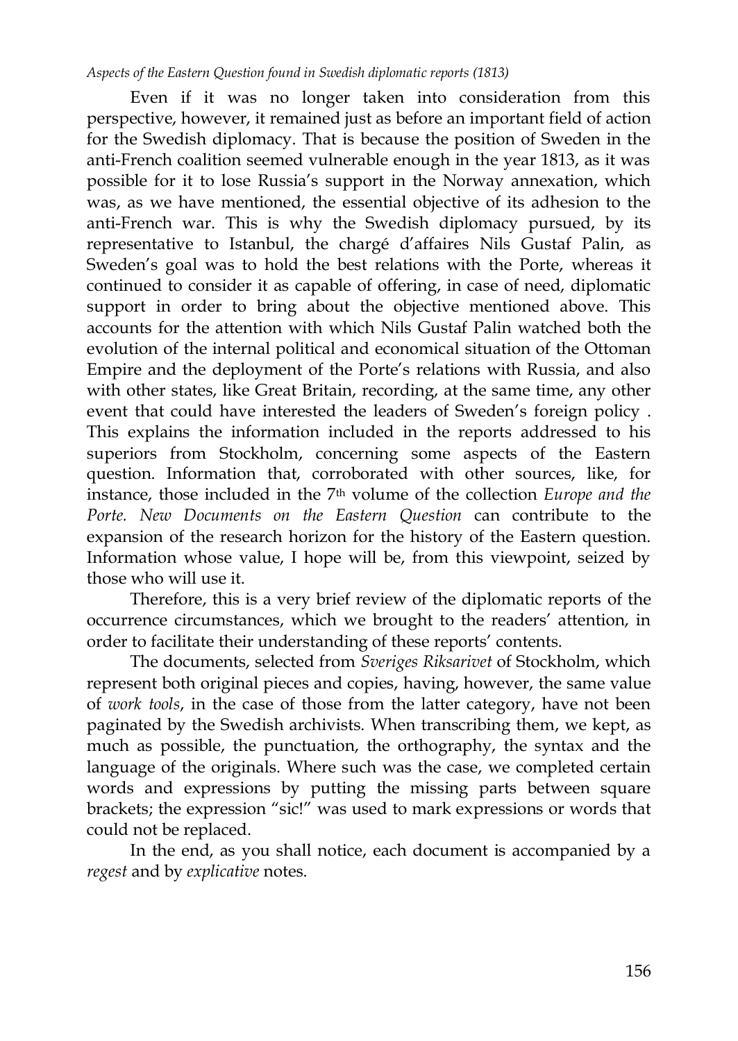Even if it was no longer taken into consideration from this perspective, however, it remained just as before an important field of action for the Swedish diplomacy. That is because the position of Sweden in the anti-French coalition seemed vulnerable enough in the year 1813, as it was possible for it to lose Russia's support in the Norway annexation, which was, as we have mentioned, the essential objective of its adhesion to the anti-French war. This is why the Swedish diplomacy pursued, by its representative to Istanbul, the chargé d'affaires Nils Gustaf Palin, as Sweden's goal was to hold the best relations with the Porte, whereas it continued to consider it as capable of offering, in case of need, diplomatic support in order to bring about the objective mentioned above. This accounts for the attention with which Nils Gustaf Palin watched both the evolution of the internal political and economical situation of the Ottoman Empire and the deployment of the Porte's relations with Russia, and also with other states, like Great Britain, recording, at the same time, any other event that could have interested the leaders of Sweden's foreign policy . This explains the information included in the reports addressed to his superiors from Stockholm, concerning some aspects of the Eastern question. Information that, corroborated with other sources, like, for instance, those included in the 7th volume of the collection *Europe and the Porte. New Documents on the Eastern Question* can contribute to the expansion of the research horizon for the history of the Eastern question. Information whose value, I hope will be, from this viewpoint, seized by those who will use it.

Therefore, this is a very brief review of the diplomatic reports of the occurrence circumstances, which we brought to the readers' attention, in order to facilitate their understanding of these reports' contents.

The documents, selected from *Sveriges Riksarivet* of Stockholm, which represent both original pieces and copies, having, however, the same value of *work tools*, in the case of those from the latter category, have not been paginated by the Swedish archivists. When transcribing them, we kept, as much as possible, the punctuation, the orthography, the syntax and the language of the originals. Where such was the case, we completed certain words and expressions by putting the missing parts between square brackets; the expression "sic!" was used to mark expressions or words that could not be replaced.

In the end, as you shall notice, each document is accompanied by a *regest* and by *explicative* notes.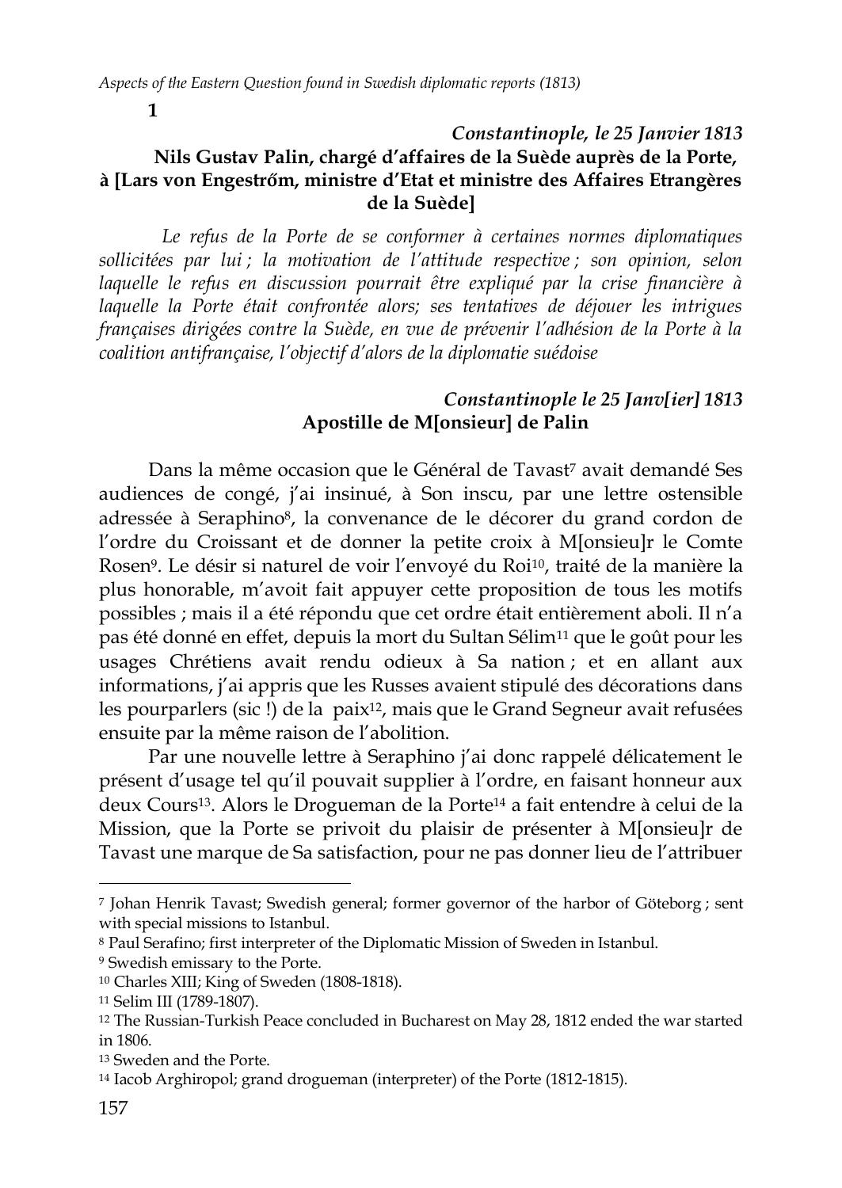**1**

***Constantinople, le 25 Janvier 1813***

**Nils Gustav Palin, chargé d'affaires de la Suède auprès de la Porte, à [Lars von Engestrőm, ministre d'Etat et ministre des Affaires Etrangères de la Suède]**

*Le refus de la Porte de se conformer à certaines normes diplomatiques sollicitées par lui ; la motivation de l'attitude respective ; son opinion, selon laquelle le refus en discussion pourrait être expliqué par la crise financière à laquelle la Porte était confrontée alors; ses tentatives de déjouer les intrigues françaises dirigées contre la Suède, en vue de prévenir l'adhésion de la Porte à la coalition antifrançaise, l'objectif d'alors de la diplomatie suédoise*

***Constantinople le 25 Janv[ier] 1813***

**Apostille de M[onsieur] de Palin**

Dans la même occasion que le Général de Tavast[7] avait demandé Ses audiences de congé, j'ai insinué, à Son inscu, par une lettre ostensible adressée à Seraphino[8], la convenance de le décorer du grand cordon de l'ordre du Croissant et de donner la petite croix à M[onsieu]r le Comte Rosen[9]. Le désir si naturel de voir l'envoyé du Roi[10], traité de la manière la plus honorable, m'avoit fait appuyer cette proposition de tous les motifs possibles ; mais il a été répondu que cet ordre était entièrement aboli. Il n'a pas été donné en effet, depuis la mort du Sultan Sélim[11] que le goût pour les usages Chrétiens avait rendu odieux à Sa nation ; et en allant aux informations, j'ai appris que les Russes avaient stipulé des décorations dans les pourparlers (sic !) de la paix[12], mais que le Grand Segneur avait refusées ensuite par la même raison de l'abolition.

Par une nouvelle lettre à Seraphino j'ai donc rappelé délicatement le présent d'usage tel qu'il pouvait supplier à l'ordre, en faisant honneur aux deux Cours[13]. Alors le Drogueman de la Porte[14] a fait entendre à celui de la Mission, que la Porte se privoit du plaisir de présenter à M[onsieu]r de Tavast une marque de Sa satisfaction, pour ne pas donner lieu de l'attribuer

---

[7] Johan Henrik Tavast; Swedish general; former governor of the harbor of Göteborg ; sent with special missions to Istanbul.

[8] Paul Serafino; first interpreter of the Diplomatic Mission of Sweden in Istanbul.

[9] Swedish emissary to the Porte.

[10] Charles XIII; King of Sweden (1808-1818).

[11] Selim III (1789-1807).

[12] The Russian-Turkish Peace concluded in Bucharest on May 28, 1812 ended the war started in 1806.

[13] Sweden and the Porte.

[14] Iacob Arghiropol; grand drogueman (interpreter) of the Porte (1812-1815).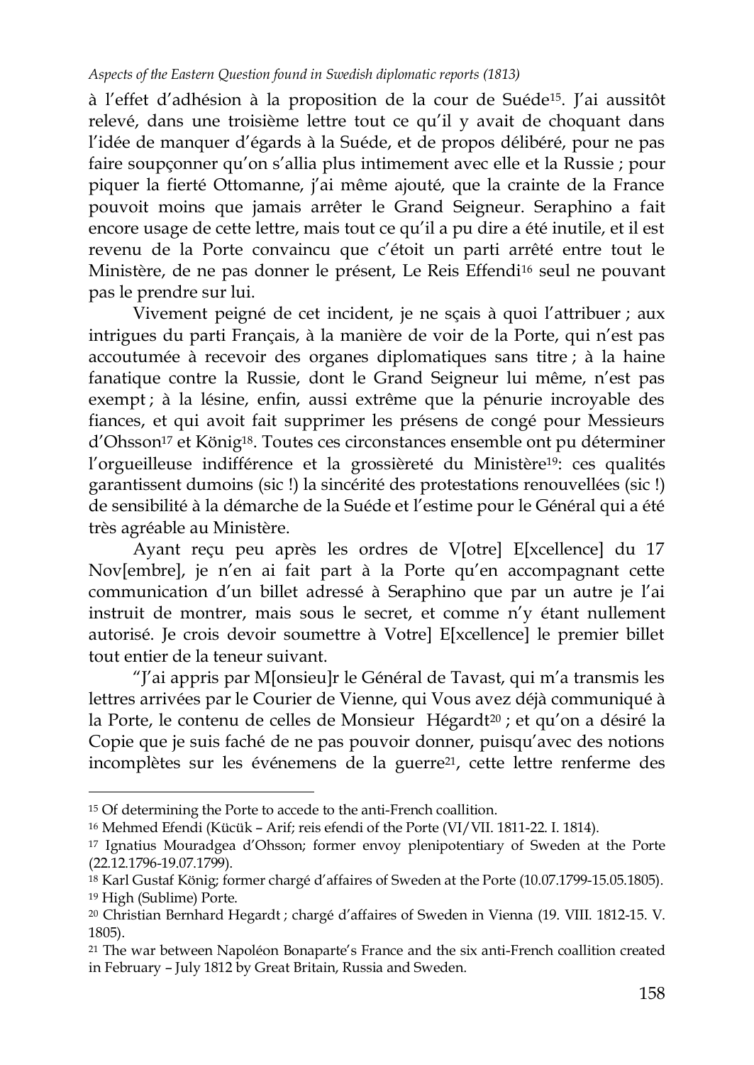à l'effet d'adhésion à la proposition de la cour de Suéde[15]. J'ai aussitôt relevé, dans une troisième lettre tout ce qu'il y avait de choquant dans l'idée de manquer d'égards à la Suéde, et de propos délibéré, pour ne pas faire soupçonner qu'on s'allia plus intimement avec elle et la Russie ; pour piquer la fierté Ottomanne, j'ai même ajouté, que la crainte de la France pouvoit moins que jamais arrêter le Grand Seigneur. Seraphino a fait encore usage de cette lettre, mais tout ce qu'il a pu dire a été inutile, et il est revenu de la Porte convaincu que c'étoit un parti arrêté entre tout le Ministère, de ne pas donner le présent, Le Reis Effendi[16] seul ne pouvant pas le prendre sur lui.

Vivement peigné de cet incident, je ne sçais à quoi l'attribuer ; aux intrigues du parti Français, à la manière de voir de la Porte, qui n'est pas accoutumée à recevoir des organes diplomatiques sans titre ; à la haine fanatique contre la Russie, dont le Grand Seigneur lui même, n'est pas exempt ; à la lésine, enfin, aussi extrême que la pénurie incroyable des fiances, et qui avoit fait supprimer les présens de congé pour Messieurs d'Ohsson[17] et König[18]. Toutes ces circonstances ensemble ont pu déterminer l'orgueilleuse indifférence et la grossièreté du Ministère[19]: ces qualités garantissent dumoins (sic !) la sincérité des protestations renouvellées (sic !) de sensibilité à la démarche de la Suéde et l'estime pour le Général qui a été très agréable au Ministère.

Ayant reçu peu après les ordres de V[otre] E[xcellence] du 17 Nov[embre], je n'en ai fait part à la Porte qu'en accompagnant cette communication d'un billet adressé à Seraphino que par un autre je l'ai instruit de montrer, mais sous le secret, et comme n'y étant nullement autorisé. Je crois devoir soumettre à Votre] E[xcellence] le premier billet tout entier de la teneur suivant.

"J'ai appris par M[onsieu]r le Général de Tavast, qui m'a transmis les lettres arrivées par le Courier de Vienne, qui Vous avez déjà communiqué à la Porte, le contenu de celles de Monsieur Hégardt[20] ; et qu'on a désiré la Copie que je suis faché de ne pas pouvoir donner, puisqu'avec des notions incomplètes sur les événemens de la guerre[21], cette lettre renferme des

---

[15] Of determining the Porte to accede to the anti-French coallition.

[16] Mehmed Efendi (Kücük – Arif; reis efendi of the Porte (VI/VII. 1811-22. I. 1814).

[17] Ignatius Mouradgea d'Ohsson; former envoy plenipotentiary of Sweden at the Porte (22.12.1796-19.07.1799).

[18] Karl Gustaf König; former chargé d'affaires of Sweden at the Porte (10.07.1799-15.05.1805).

[19] High (Sublime) Porte.

[20] Christian Bernhard Hegardt ; chargé d'affaires of Sweden in Vienna (19. VIII. 1812-15. V. 1805).

[21] The war between Napoléon Bonaparte's France and the six anti-French coallition created in February – July 1812 by Great Britain, Russia and Sweden.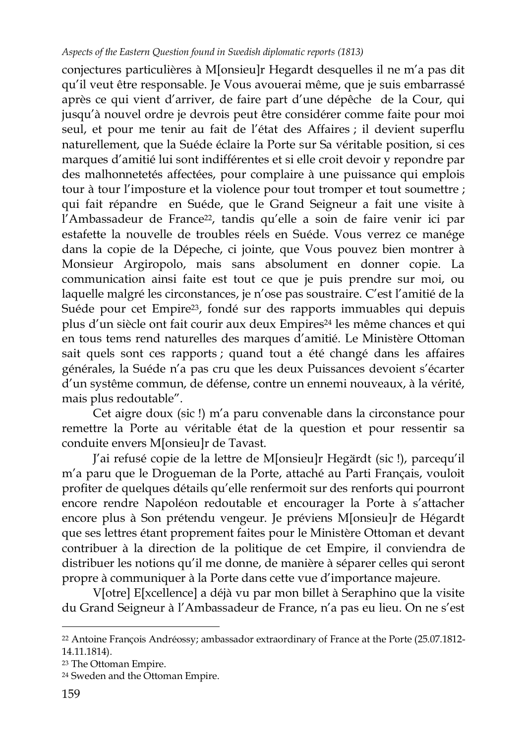conjectures particulières à M[onsieu]r Hegardt desquelles il ne m'a pas dit qu'il veut être responsable. Je Vous avouerai même, que je suis embarrassé après ce qui vient d'arriver, de faire part d'une dépêche de la Cour, qui jusqu'à nouvel ordre je devrois peut être considérer comme faite pour moi seul, et pour me tenir au fait de l'état des Affaires ; il devient superflu naturellement, que la Suéde éclaire la Porte sur Sa véritable position, si ces marques d'amitié lui sont indifférentes et si elle croit devoir y repondre par des malhonnetetés affectées, pour complaire à une puissance qui emplois tour à tour l'imposture et la violence pour tout tromper et tout soumettre ; qui fait répandre en Suéde, que le Grand Seigneur a fait une visite à l'Ambassadeur de France[22], tandis qu'elle a soin de faire venir ici par estafette la nouvelle de troubles réels en Suéde. Vous verrez ce manége dans la copie de la Dépeche, ci jointe, que Vous pouvez bien montrer à Monsieur Argiropolo, mais sans absolument en donner copie. La communication ainsi faite est tout ce que je puis prendre sur moi, ou laquelle malgré les circonstances, je n'ose pas soustraire. C'est l'amitié de la Suéde pour cet Empire[23], fondé sur des rapports immuables qui depuis plus d'un siècle ont fait courir aux deux Empires[24] les même chances et qui en tous tems rend naturelles des marques d'amitié. Le Ministère Ottoman sait quels sont ces rapports ; quand tout a été changé dans les affaires générales, la Suéde n'a pas cru que les deux Puissances devoient s'écarter d'un systême commun, de défense, contre un ennemi nouveaux, à la vérité, mais plus redoutable".

Cet aigre doux (sic !) m'a paru convenable dans la circonstance pour remettre la Porte au véritable état de la question et pour ressentir sa conduite envers M[onsieu]r de Tavast.

J'ai refusé copie de la lettre de M[onsieu]r Hegärdt (sic !), parcequ'il m'a paru que le Drogueman de la Porte, attaché au Parti Français, vouloit profiter de quelques détails qu'elle renfermoit sur des renforts qui pourront encore rendre Napoléon redoutable et encourager la Porte à s'attacher encore plus à Son prétendu vengeur. Je préviens M[onsieu]r de Hégardt que ses lettres étant proprement faites pour le Ministère Ottoman et devant contribuer à la direction de la politique de cet Empire, il conviendra de distribuer les notions qu'il me donne, de manière à séparer celles qui seront propre à communiquer à la Porte dans cette vue d'importance majeure.

V[otre] E[xcellence] a déjà vu par mon billet à Seraphino que la visite du Grand Seigneur à l'Ambassadeur de France, n'a pas eu lieu. On ne s'est

---

[22] Antoine François Andréossy; ambassador extraordinary of France at the Porte (25.07.1812-14.11.1814).

[23] The Ottoman Empire.

[24] Sweden and the Ottoman Empire.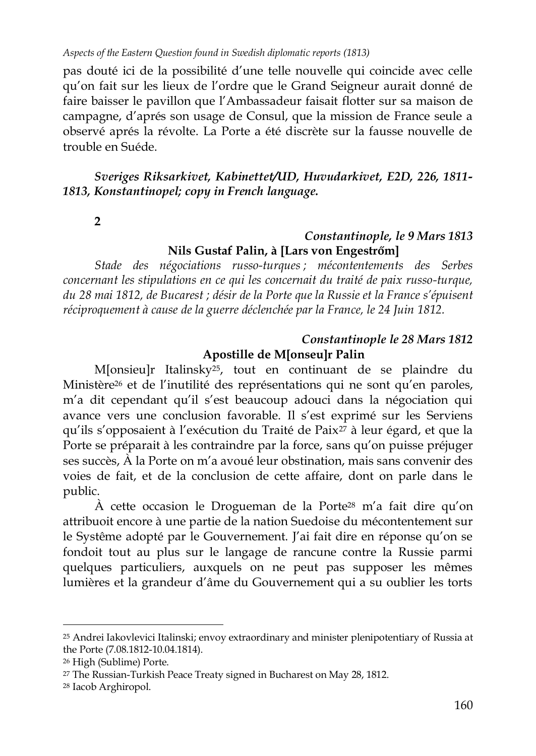pas douté ici de la possibilité d'une telle nouvelle qui coincide avec celle qu'on fait sur les lieux de l'ordre que le Grand Seigneur aurait donné de faire baisser le pavillon que l'Ambassadeur faisait flotter sur sa maison de campagne, d'aprés son usage de Consul, que la mission de France seule a observé aprés la révolte. La Porte a été discrète sur la fausse nouvelle de trouble en Suéde.

***Sveriges Riksarkivet, Kabinettet/UD, Huvudarkivet, E2D, 226, 1811-1813, Konstantinopel; copy in French language.***

**2**

***Constantinople, le 9 Mars 1813***

**Nils Gustaf Palin, à [Lars von Engestrőm]**

*Stade des négociations russo-turques ; mécontentements des Serbes concernant les stipulations en ce qui les concernait du traité de paix russo-turque, du 28 mai 1812, de Bucarest ; désir de la Porte que la Russie et la France s'épuisent réciproquement à cause de la guerre déclenchée par la France, le 24 Juin 1812.*

***Constantinople le 28 Mars 1812***

**Apostille de M[onseu]r Palin**

M[onsieu]r Italinsky[25], tout en continuant de se plaindre du Ministère[26] et de l'inutilité des représentations qui ne sont qu'en paroles, m'a dit cependant qu'il s'est beaucoup adouci dans la négociation qui avance vers une conclusion favorable. Il s'est exprimé sur les Serviens qu'ils s'opposaient à l'exécution du Traité de Paix[27] à leur égard, et que la Porte se préparait à les contraindre par la force, sans qu'on puisse préjuger ses succès, À la Porte on m'a avoué leur obstination, mais sans convenir des voies de fait, et de la conclusion de cette affaire, dont on parle dans le public.

À cette occasion le Drogueman de la Porte[28] m'a fait dire qu'on attribuoit encore à une partie de la nation Suedoise du mécontentement sur le Systême adopté par le Gouvernement. J'ai fait dire en réponse qu'on se fondoit tout au plus sur le langage de rancune contre la Russie parmi quelques particuliers, auxquels on ne peut pas supposer les mêmes lumières et la grandeur d'âme du Gouvernement qui a su oublier les torts

---

[25] Andrei Iakovlevici Italinski; envoy extraordinary and minister plenipotentiary of Russia at the Porte (7.08.1812-10.04.1814).

[26] High (Sublime) Porte.

[27] The Russian-Turkish Peace Treaty signed in Bucharest on May 28, 1812.

[28] Iacob Arghiropol.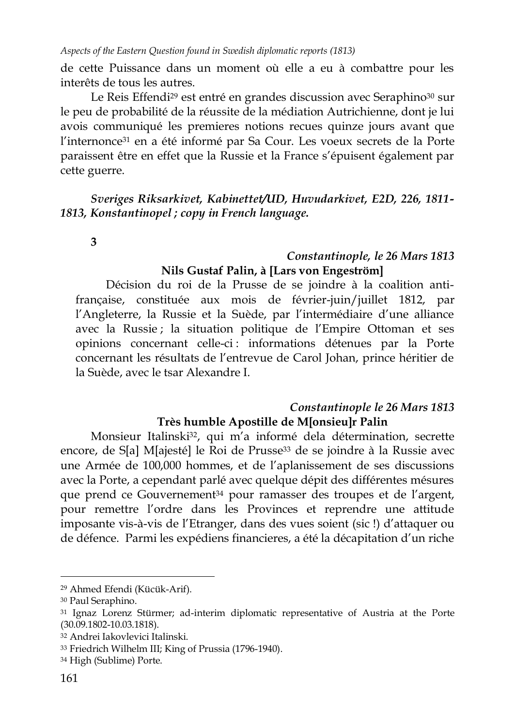de cette Puissance dans un moment où elle a eu à combattre pour les interêts de tous les autres.

Le Reis Effendi[29] est entré en grandes discussion avec Seraphino[30] sur le peu de probabilité de la réussite de la médiation Autrichienne, dont je lui avois communiqué les premieres notions recues quinze jours avant que l'internonce[31] en a été informé par Sa Cour. Les voeux secrets de la Porte paraissent être en effet que la Russie et la France s'épuisent également par cette guerre.

***Sveriges Riksarkivet, Kabinettet/UD, Huvudarkivet, E2D, 226, 1811-1813, Konstantinopel ; copy in French language.***

**3**

***Constantinople, le 26 Mars 1813***

**Nils Gustaf Palin, à [Lars von Engeström]**

Décision du roi de la Prusse de se joindre à la coalition anti-française, constituée aux mois de février-juin/juillet 1812, par l'Angleterre, la Russie et la Suède, par l'intermédiaire d'une alliance avec la Russie ; la situation politique de l'Empire Ottoman et ses opinions concernant celle-ci : informations détenues par la Porte concernant les résultats de l'entrevue de Carol Johan, prince héritier de la Suède, avec le tsar Alexandre I.

***Constantinople le 26 Mars 1813***

**Très humble Apostille de M[onsieu]r Palin**

Monsieur Italinski[32], qui m'a informé dela détermination, secrette encore, de S[a] M[ajesté] le Roi de Prusse[33] de se joindre à la Russie avec une Armée de 100,000 hommes, et de l'aplanissement de ses discussions avec la Porte, a cependant parlé avec quelque dépit des différentes mésures que prend ce Gouvernement[34] pour ramasser des troupes et de l'argent, pour remettre l'ordre dans les Provinces et reprendre une attitude imposante vis-à-vis de l'Etranger, dans des vues soient (sic !) d'attaquer ou de défence. Parmi les expédiens financieres, a été la décapitation d'un riche

---

[29] Ahmed Efendi (Kücük-Arif).

[30] Paul Seraphino.

[31] Ignaz Lorenz Stürmer; ad-interim diplomatic representative of Austria at the Porte (30.09.1802-10.03.1818).

[32] Andrei Iakovlevici Italinski.

[33] Friedrich Wilhelm III; King of Prussia (1796-1940).

[34] High (Sublime) Porte.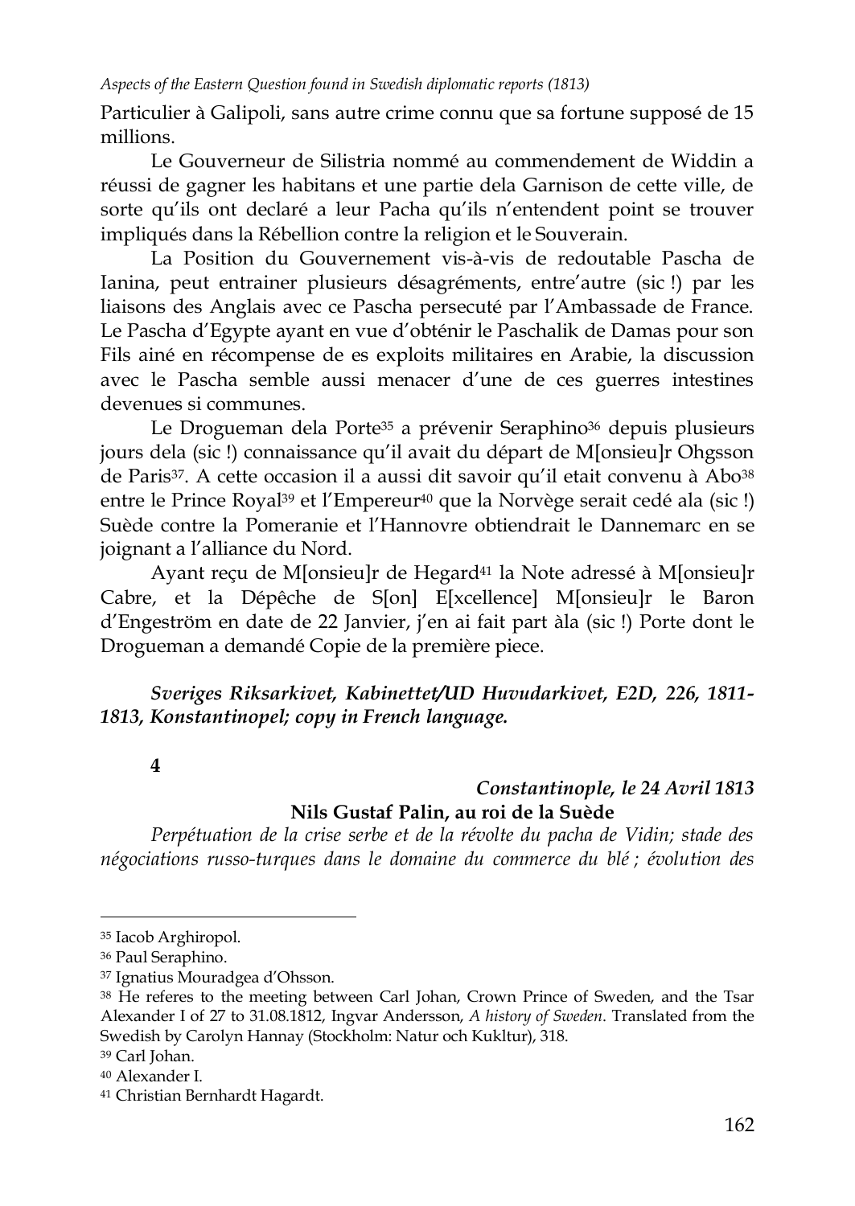Particulier à Galipoli, sans autre crime connu que sa fortune supposé de 15 millions.

Le Gouverneur de Silistria nommé au commendement de Widdin a réussi de gagner les habitans et une partie dela Garnison de cette ville, de sorte qu'ils ont declaré a leur Pacha qu'ils n'entendent point se trouver impliqués dans la Rébellion contre la religion et le Souverain.

La Position du Gouvernement vis-à-vis de redoutable Pascha de Ianina, peut entrainer plusieurs désagréments, entre'autre (sic !) par les liaisons des Anglais avec ce Pascha persecuté par l'Ambassade de France. Le Pascha d'Egypte ayant en vue d'obténir le Paschalik de Damas pour son Fils ainé en récompense de es exploits militaires en Arabie, la discussion avec le Pascha semble aussi menacer d'une de ces guerres intestines devenues si communes.

Le Drogueman dela Porte[35] a prévenir Seraphino[36] depuis plusieurs jours dela (sic !) connaissance qu'il avait du départ de M[onsieu]r Ohgsson de Paris[37]. A cette occasion il a aussi dit savoir qu'il etait convenu à Abo[38] entre le Prince Royal[39] et l'Empereur[40] que la Norvège serait cedé ala (sic !) Suède contre la Pomeranie et l'Hannovre obtiendrait le Dannemarc en se joignant a l'alliance du Nord.

Ayant reçu de M[onsieu]r de Hegard[41] la Note adressé à M[onsieu]r Cabre, et la Dépêche de S[on] E[xcellence] M[onsieu]r le Baron d'Engeström en date de 22 Janvier, j'en ai fait part àla (sic !) Porte dont le Drogueman a demandé Copie de la première piece.

***Sveriges Riksarkivet, Kabinettet/UD Huvudarkivet, E2D, 226, 1811-1813, Konstantinopel; copy in French language.***

**4**

***Constantinople, le 24 Avril 1813***

**Nils Gustaf Palin, au roi de la Suède**

*Perpétuation de la crise serbe et de la révolte du pacha de Vidin; stade des négociations russo-turques dans le domaine du commerce du blé ; évolution des*

---

[35] Iacob Arghiropol.

[36] Paul Seraphino.

[37] Ignatius Mouradgea d'Ohsson.

[38] He referes to the meeting between Carl Johan, Crown Prince of Sweden, and the Tsar Alexander I of 27 to 31.08.1812, Ingvar Andersson, *A history of Sweden*. Translated from the Swedish by Carolyn Hannay (Stockholm: Natur och Kukltur), 318.

[39] Carl Johan.

[40] Alexander I.

[41] Christian Bernhardt Hagardt.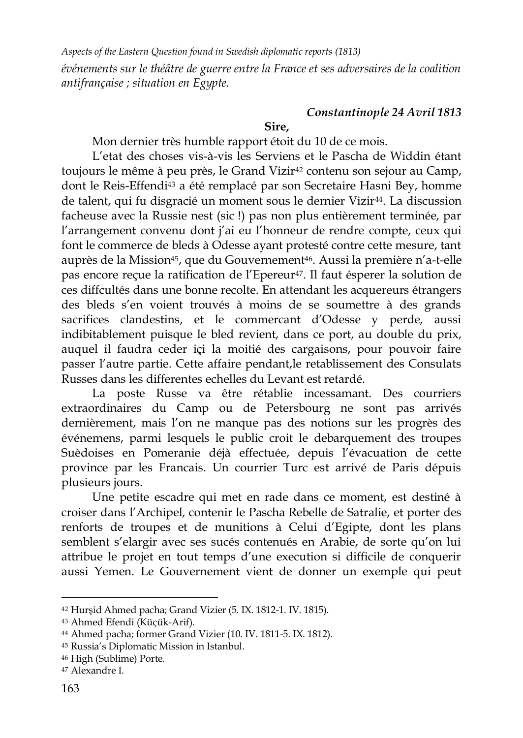*événements sur le théâtre de guerre entre la France et ses adversaires de la coalition antifrançaise ; situation en Egypte.*

***Constantinople 24 Avril 1813***

**Sire,**

Mon dernier très humble rapport étoit du 10 de ce mois.

L'etat des choses vis-à-vis les Serviens et le Pascha de Widdin étant toujours le même à peu près, le Grand Vizir[42] contenu son sejour au Camp, dont le Reis-Effendi[43] a été remplacé par son Secretaire Hasni Bey, homme de talent, qui fu disgracié un moment sous le dernier Vizir[44]. La discussion facheuse avec la Russie nest (sic !) pas non plus entièrement terminée, par l'arrangement convenu dont j'ai eu l'honneur de rendre compte, ceux qui font le commerce de bleds à Odesse ayant protesté contre cette mesure, tant auprès de la Mission[45], que du Gouvernement[46]. Aussi la première n'a-t-elle pas encore reçue la ratification de l'Epereur[47]. Il faut ésperer la solution de ces diffcultés dans une bonne recolte. En attendant les acquereurs étrangers des bleds s'en voient trouvés à moins de se soumettre à des grands sacrifices clandestins, et le commercant d'Odesse y perde, aussi indibitablement puisque le bled revient, dans ce port, au double du prix, auquel il faudra ceder içi la moitié des cargaisons, pour pouvoir faire passer l'autre partie. Cette affaire pendant,le retablissement des Consulats Russes dans les differentes echelles du Levant est retardé.

La poste Russe va être rétablie incessamant. Des courriers extraordinaires du Camp ou de Petersbourg ne sont pas arrivés dernièrement, mais l'on ne manque pas des notions sur les progrès des événemens, parmi lesquels le public croit le debarquement des troupes Suèdoises en Pomeranie déjà effectuée, depuis l'évacuation de cette province par les Francais. Un courrier Turc est arrivé de Paris dépuis plusieurs jours.

Une petite escadre qui met en rade dans ce moment, est destiné à croiser dans l'Archipel, contenir le Pascha Rebelle de Satralie, et porter des renforts de troupes et de munitions à Celui d'Egipte, dont les plans semblent s'elargir avec ses sucés contenués en Arabie, de sorte qu'on lui attribue le projet en tout temps d'une execution si difficile de conquerir aussi Yemen. Le Gouvernement vient de donner un exemple qui peut

---

[42] Hurşid Ahmed pacha; Grand Vizier (5. IX. 1812-1. IV. 1815).

[43] Ahmed Efendi (Küçük-Arif).

[44] Ahmed pacha; former Grand Vizier (10. IV. 1811-5. IX. 1812).

[45] Russia's Diplomatic Mission in Istanbul.

[46] High (Sublime) Porte.

[47] Alexandre I.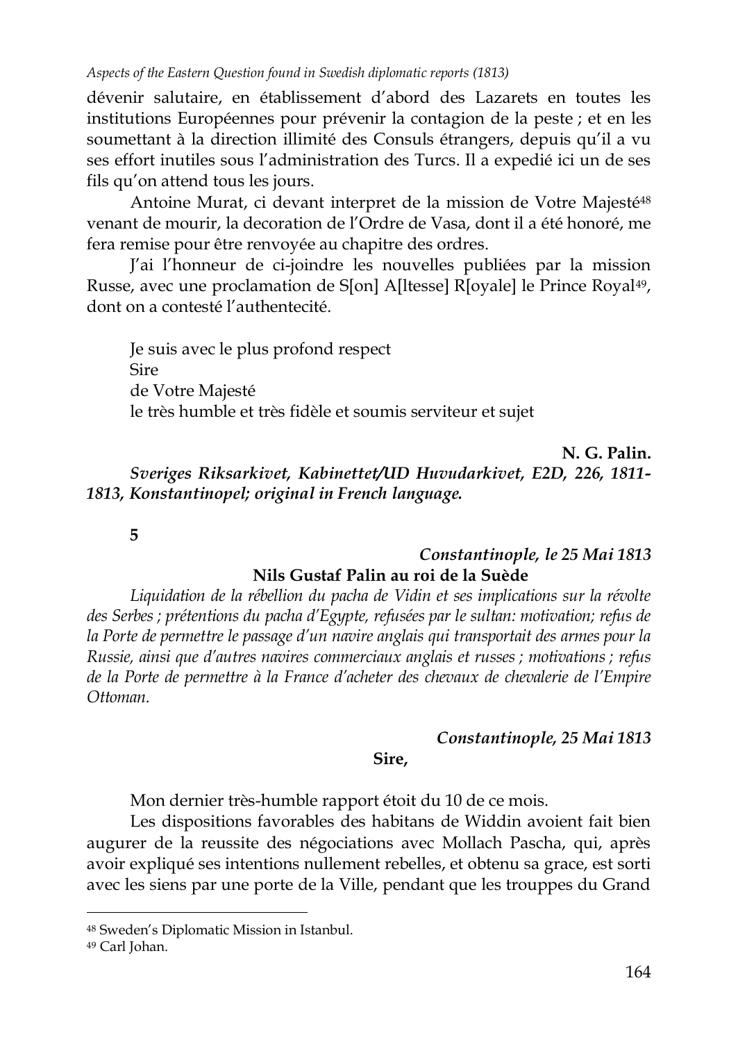dévenir salutaire, en établissement d'abord des Lazarets en toutes les institutions Européennes pour prévenir la contagion de la peste ; et en les soumettant à la direction illimité des Consuls étrangers, depuis qu'il a vu ses effort inutiles sous l'administration des Turcs. Il a expedié ici un de ses fils qu'on attend tous les jours.

Antoine Murat, ci devant interpret de la mission de Votre Majesté[48] venant de mourir, la decoration de l'Ordre de Vasa, dont il a été honoré, me fera remise pour être renvoyée au chapitre des ordres.

J'ai l'honneur de ci-joindre les nouvelles publiées par la mission Russe, avec une proclamation de S[on] A[ltesse] R[oyale] le Prince Royal[49], dont on a contesté l'authentecité.

Je suis avec le plus profond respect
Sire
de Votre Majesté
le très humble et très fidèle et soumis serviteur et sujet

**N. G. Palin.**

***Sveriges Riksarkivet, Kabinettet/UD Huvudarkivet, E2D, 226, 1811-1813, Konstantinopel; original in French language.***

**5**

***Constantinople, le 25 Mai 1813***

**Nils Gustaf Palin au roi de la Suède**

*Liquidation de la rébellion du pacha de Vidin et ses implications sur la révolte des Serbes ; prétentions du pacha d'Egypte, refusées par le sultan: motivation; refus de la Porte de permettre le passage d'un navire anglais qui transportait des armes pour la Russie, ainsi que d'autres navires commerciaux anglais et russes ; motivations ; refus de la Porte de permettre à la France d'acheter des chevaux de chevalerie de l'Empire Ottoman.*

***Constantinople, 25 Mai 1813***

**Sire,**

Mon dernier très-humble rapport étoit du 10 de ce mois.

Les dispositions favorables des habitans de Widdin avoient fait bien augurer de la reussite des négociations avec Mollach Pascha, qui, après avoir expliqué ses intentions nullement rebelles, et obtenu sa grace, est sorti avec les siens par une porte de la Ville, pendant que les trouppes du Grand

---

[48] Sweden's Diplomatic Mission in Istanbul.

[49] Carl Johan.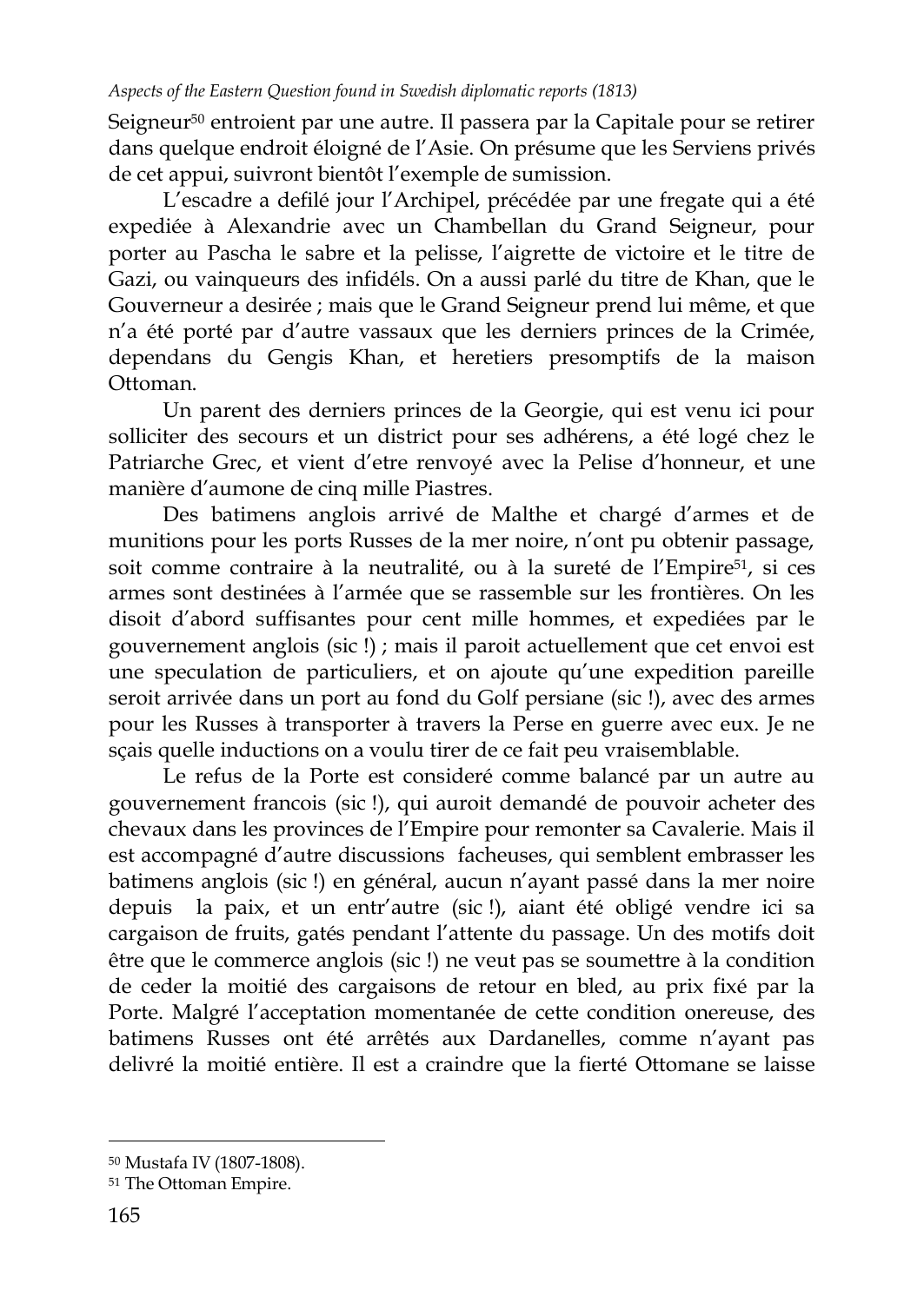Seigneur[50] entroient par une autre. Il passera par la Capitale pour se retirer dans quelque endroit éloigné de l'Asie. On présume que les Serviens privés de cet appui, suivront bientôt l'exemple de sumission.

L'escadre a defilé jour l'Archipel, précédée par une fregate qui a été expediée à Alexandrie avec un Chambellan du Grand Seigneur, pour porter au Pascha le sabre et la pelisse, l'aigrette de victoire et le titre de Gazi, ou vainqueurs des infidéls. On a aussi parlé du titre de Khan, que le Gouverneur a desirée ; mais que le Grand Seigneur prend lui même, et que n'a été porté par d'autre vassaux que les derniers princes de la Crimée, dependans du Gengis Khan, et heretiers presomptifs de la maison Ottoman.

Un parent des derniers princes de la Georgie, qui est venu ici pour solliciter des secours et un district pour ses adhérens, a été logé chez le Patriarche Grec, et vient d'etre renvoyé avec la Pelise d'honneur, et une manière d'aumone de cinq mille Piastres.

Des batimens anglois arrivé de Malthe et chargé d'armes et de munitions pour les ports Russes de la mer noire, n'ont pu obtenir passage, soit comme contraire à la neutralité, ou à la sureté de l'Empire[51], si ces armes sont destinées à l'armée que se rassemble sur les frontières. On les disoit d'abord suffisantes pour cent mille hommes, et expediées par le gouvernement anglois (sic !) ; mais il paroit actuellement que cet envoi est une speculation de particuliers, et on ajoute qu'une expedition pareille seroit arrivée dans un port au fond du Golf persiane (sic !), avec des armes pour les Russes à transporter à travers la Perse en guerre avec eux. Je ne sçais quelle inductions on a voulu tirer de ce fait peu vraisemblable.

Le refus de la Porte est consideré comme balancé par un autre au gouvernement francois (sic !), qui auroit demandé de pouvoir acheter des chevaux dans les provinces de l'Empire pour remonter sa Cavalerie. Mais il est accompagné d'autre discussions facheuses, qui semblent embrasser les batimens anglois (sic !) en général, aucun n'ayant passé dans la mer noire depuis la paix, et un entr'autre (sic !), aiant été obligé vendre ici sa cargaison de fruits, gatés pendant l'attente du passage. Un des motifs doit être que le commerce anglois (sic !) ne veut pas se soumettre à la condition de ceder la moitié des cargaisons de retour en bled, au prix fixé par la Porte. Malgré l'acceptation momentanée de cette condition onereuse, des batimens Russes ont été arrêtés aux Dardanelles, comme n'ayant pas delivré la moitié entière. Il est a craindre que la fierté Ottomane se laisse

[50] Mustafa IV (1807-1808).

[51] The Ottoman Empire.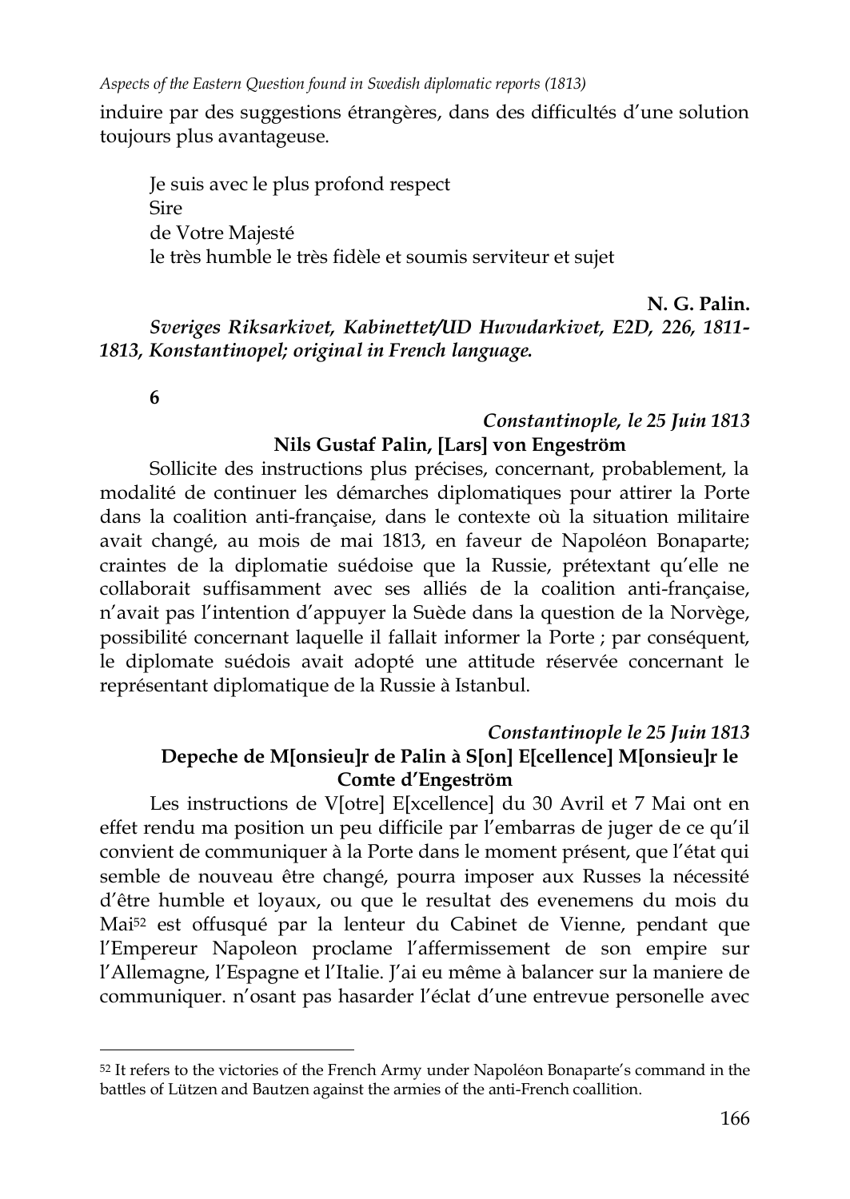induire par des suggestions étrangères, dans des difficultés d'une solution toujours plus avantageuse.

Je suis avec le plus profond respect
Sire
de Votre Majesté
le très humble le très fidèle et soumis serviteur et sujet

**N. G. Palin.**

***Sveriges Riksarkivet, Kabinettet/UD Huvudarkivet, E2D, 226, 1811-1813, Konstantinopel; original in French language.***

**6**

***Constantinople, le 25 Juin 1813***

**Nils Gustaf Palin, [Lars] von Engeström**

Sollicite des instructions plus précises, concernant, probablement, la modalité de continuer les démarches diplomatiques pour attirer la Porte dans la coalition anti-française, dans le contexte où la situation militaire avait changé, au mois de mai 1813, en faveur de Napoléon Bonaparte; craintes de la diplomatie suédoise que la Russie, prétextant qu'elle ne collaborait suffisamment avec ses alliés de la coalition anti-française, n'avait pas l'intention d'appuyer la Suède dans la question de la Norvège, possibilité concernant laquelle il fallait informer la Porte ; par conséquent, le diplomate suédois avait adopté une attitude réservée concernant le représentant diplomatique de la Russie à Istanbul.

***Constantinople le 25 Juin 1813***

**Depeche de M[onsieu]r de Palin à S[on] E[cellence] M[onsieu]r le Comte d'Engeström**

Les instructions de V[otre] E[xcellence] du 30 Avril et 7 Mai ont en effet rendu ma position un peu difficile par l'embarras de juger de ce qu'il convient de communiquer à la Porte dans le moment présent, que l'état qui semble de nouveau être changé, pourra imposer aux Russes la nécessité d'être humble et loyaux, ou que le resultat des evenemens du mois du Mai[52] est offusqué par la lenteur du Cabinet de Vienne, pendant que l'Empereur Napoleon proclame l'affermissement de son empire sur l'Allemagne, l'Espagne et l'Italie. J'ai eu même à balancer sur la maniere de communiquer. n'osant pas hasarder l'éclat d'une entrevue personelle avec

[52] It refers to the victories of the French Army under Napoléon Bonaparte's command in the battles of Lützen and Bautzen against the armies of the anti-French coallition.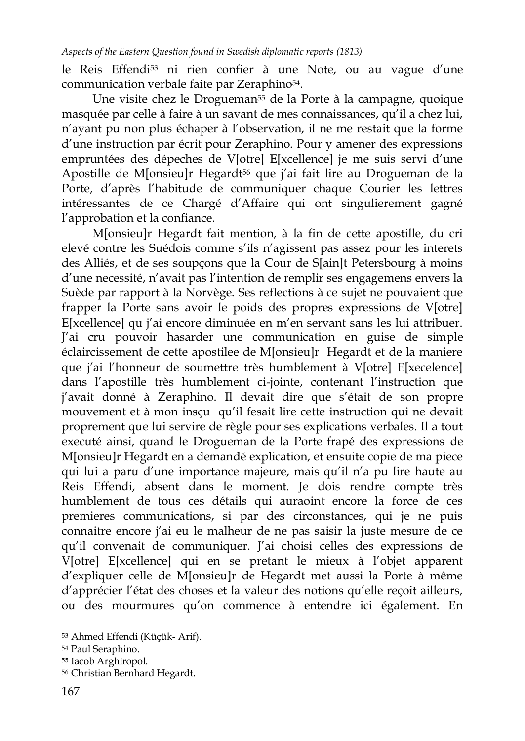le Reis Effendi[53] ni rien confier à une Note, ou au vague d'une communication verbale faite par Zeraphino[54].

Une visite chez le Drogueman[55] de la Porte à la campagne, quoique masquée par celle à faire à un savant de mes connaissances, qu'il a chez lui, n'ayant pu non plus échaper à l'observation, il ne me restait que la forme d'une instruction par écrit pour Zeraphino. Pour y amener des expressions empruntées des dépeches de V[otre] E[xcellence] je me suis servi d'une Apostille de M[onsieu]r Hegardt[56] que j'ai fait lire au Drogueman de la Porte, d'après l'habitude de communiquer chaque Courier les lettres intéressantes de ce Chargé d'Affaire qui ont singulierement gagné l'approbation et la confiance.

M[onsieu]r Hegardt fait mention, à la fin de cette apostille, du cri elevé contre les Suédois comme s'ils n'agissent pas assez pour les interets des Alliés, et de ses soupçons que la Cour de S[ain]t Petersbourg à moins d'une necessité, n'avait pas l'intention de remplir ses engagemens envers la Suède par rapport à la Norvège. Ses reflections à ce sujet ne pouvaient que frapper la Porte sans avoir le poids des propres expressions de V[otre] E[xcellence] qu j'ai encore diminuée en m'en servant sans les lui attribuer. J'ai cru pouvoir hasarder une communication en guise de simple éclaircissement de cette apostilee de M[onsieu]r Hegardt et de la maniere que j'ai l'honneur de soumettre très humblement à V[otre] E[xecelence] dans l'apostille très humblement ci-jointe, contenant l'instruction que j'avait donné à Zeraphino. Il devait dire que s'était de son propre mouvement et à mon insçu qu'il fesait lire cette instruction qui ne devait proprement que lui servire de règle pour ses explications verbales. Il a tout executé ainsi, quand le Drogueman de la Porte frapé des expressions de M[onsieu]r Hegardt en a demandé explication, et ensuite copie de ma piece qui lui a paru d'une importance majeure, mais qu'il n'a pu lire haute au Reis Effendi, absent dans le moment. Je dois rendre compte très humblement de tous ces détails qui auraoint encore la force de ces premieres communications, si par des circonstances, qui je ne puis connaitre encore j'ai eu le malheur de ne pas saisir la juste mesure de ce qu'il convenait de communiquer. J'ai choisi celles des expressions de V[otre] E[xcellence] qui en se pretant le mieux à l'objet apparent d'expliquer celle de M[onsieu]r de Hegardt met aussi la Porte à même d'apprécier l'état des choses et la valeur des notions qu'elle reçoit ailleurs, ou des mourmures qu'on commence à entendre ici également. En

---

[53] Ahmed Effendi (Küçük- Arif).

[54] Paul Seraphino.

[55] Iacob Arghiropol.

[56] Christian Bernhard Hegardt.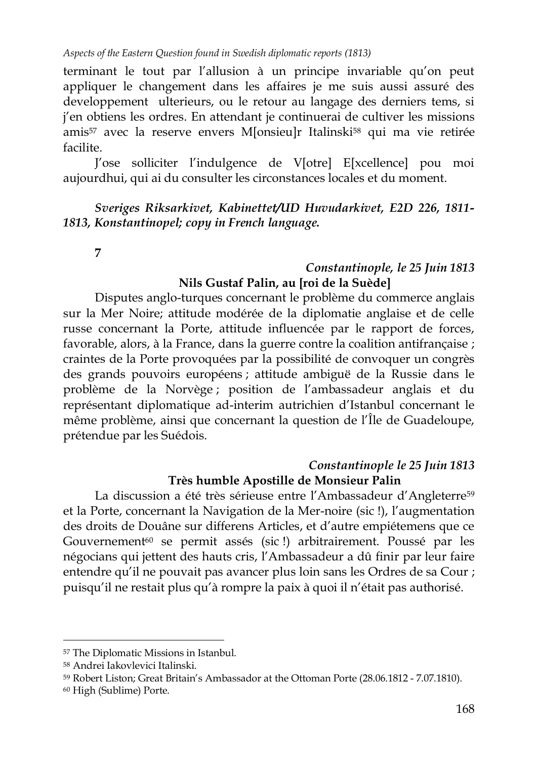terminant le tout par l'allusion à un principe invariable qu'on peut appliquer le changement dans les affaires je me suis aussi assuré des developpement ulterieurs, ou le retour au langage des derniers tems, si j'en obtiens les ordres. En attendant je continuerai de cultiver les missions amis[57] avec la reserve envers M[onsieu]r Italinski[58] qui ma vie retirée facilite.

J'ose solliciter l'indulgence de V[otre] E[xcellence] pou moi aujourdhui, qui ai du consulter les circonstances locales et du moment.

***Sveriges Riksarkivet, Kabinettet/UD Huvudarkivet, E2D 226, 1811-1813, Konstantinopel; copy in French language.***

**7**

***Constantinople, le 25 Juin 1813***

**Nils Gustaf Palin, au [roi de la Suède]**

Disputes anglo-turques concernant le problème du commerce anglais sur la Mer Noire; attitude modérée de la diplomatie anglaise et de celle russe concernant la Porte, attitude influencée par le rapport de forces, favorable, alors, à la France, dans la guerre contre la coalition antifrançaise ; craintes de la Porte provoquées par la possibilité de convoquer un congrès des grands pouvoirs européens ; attitude ambiguë de la Russie dans le problème de la Norvège ; position de l'ambassadeur anglais et du représentant diplomatique ad-interim autrichien d'Istanbul concernant le même problème, ainsi que concernant la question de l'Île de Guadeloupe, prétendue par les Suédois.

***Constantinople le 25 Juin 1813***

**Très humble Apostille de Monsieur Palin**

La discussion a été très sérieuse entre l'Ambassadeur d'Angleterre[59] et la Porte, concernant la Navigation de la Mer-noire (sic !), l'augmentation des droits de Douâne sur differens Articles, et d'autre empiétemens que ce Gouvernement[60] se permit assés (sic !) arbitrairement. Poussé par les négocians qui jettent des hauts cris, l'Ambassadeur a dû finir par leur faire entendre qu'il ne pouvait pas avancer plus loin sans les Ordres de sa Cour ; puisqu'il ne restait plus qu'à rompre la paix à quoi il n'était pas authorisé.

---

[57] The Diplomatic Missions in Istanbul.

[58] Andrei Iakovlevici Italinski.

[59] Robert Liston; Great Britain's Ambassador at the Ottoman Porte (28.06.1812 - 7.07.1810).

[60] High (Sublime) Porte.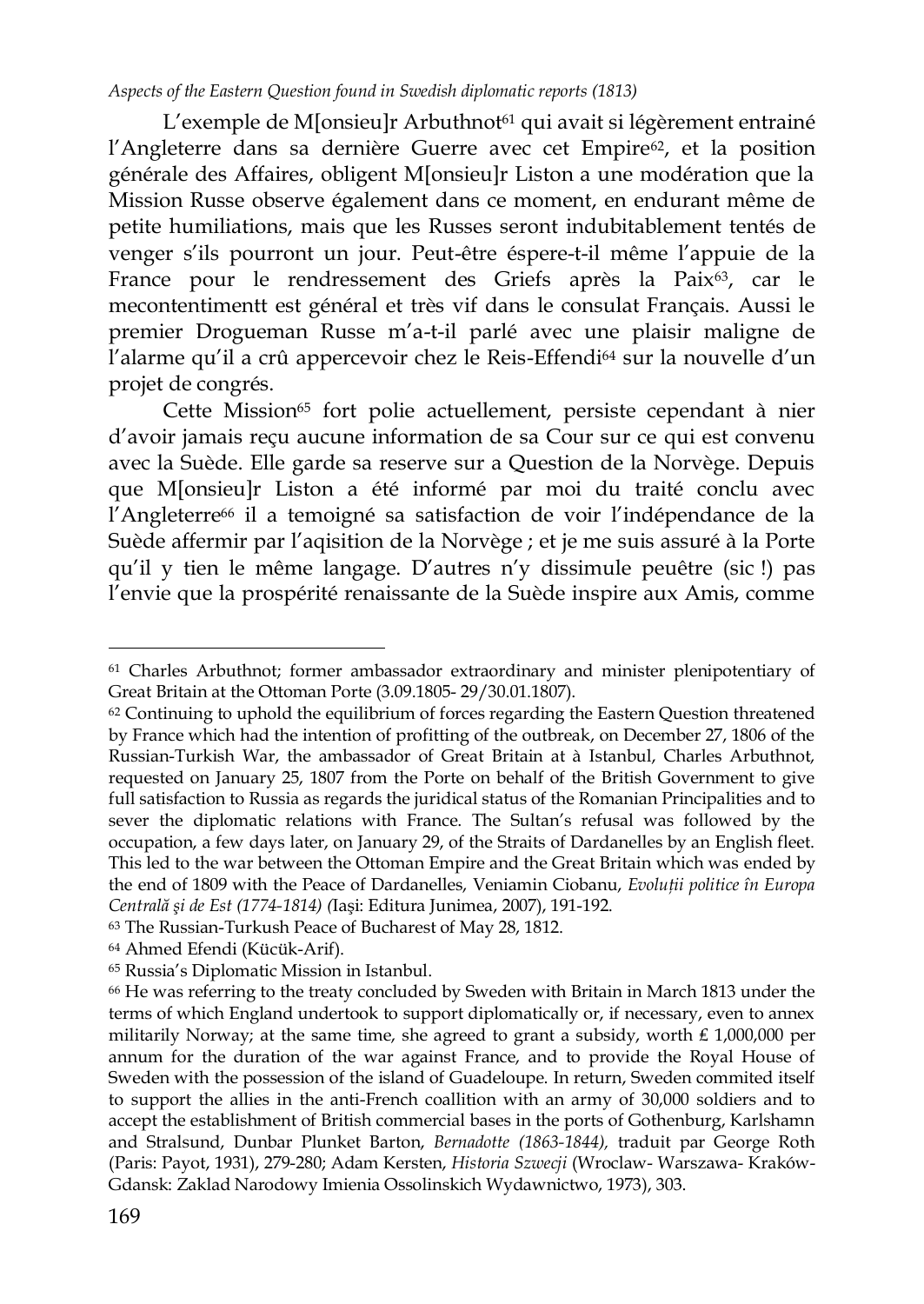L'exemple de M[onsieu]r Arbuthnot[61] qui avait si légèrement entrainé l'Angleterre dans sa dernière Guerre avec cet Empire[62], et la position générale des Affaires, obligent M[onsieu]r Liston a une modération que la Mission Russe observe également dans ce moment, en endurant même de petite humiliations, mais que les Russes seront indubitablement tentés de venger s'ils pourront un jour. Peut-être éspere-t-il même l'appuie de la France pour le rendressement des Griefs après la Paix[63], car le mecontentimentt est général et très vif dans le consulat Français. Aussi le premier Drogueman Russe m'a-t-il parlé avec une plaisir maligne de l'alarme qu'il a crû appercevoir chez le Reis-Effendi[64] sur la nouvelle d'un projet de congrés.

Cette Mission[65] fort polie actuellement, persiste cependant à nier d'avoir jamais reçu aucune information de sa Cour sur ce qui est convenu avec la Suède. Elle garde sa reserve sur a Question de la Norvège. Depuis que M[onsieu]r Liston a été informé par moi du traité conclu avec l'Angleterre[66] il a temoigné sa satisfaction de voir l'indépendance de la Suède affermir par l'aqisition de la Norvège ; et je me suis assuré à la Porte qu'il y tien le même langage. D'autres n'y dissimule peuêtre (sic !) pas l'envie que la prospérité renaissante de la Suède inspire aux Amis, comme

---

[61] Charles Arbuthnot; former ambassador extraordinary and minister plenipotentiary of Great Britain at the Ottoman Porte (3.09.1805- 29/30.01.1807).

[62] Continuing to uphold the equilibrium of forces regarding the Eastern Question threatened by France which had the intention of profitting of the outbreak, on December 27, 1806 of the Russian-Turkish War, the ambassador of Great Britain at à Istanbul, Charles Arbuthnot, requested on January 25, 1807 from the Porte on behalf of the British Government to give full satisfaction to Russia as regards the juridical status of the Romanian Principalities and to sever the diplomatic relations with France. The Sultan's refusal was followed by the occupation, a few days later, on January 29, of the Straits of Dardanelles by an English fleet. This led to the war between the Ottoman Empire and the Great Britain which was ended by the end of 1809 with the Peace of Dardanelles, Veniamin Ciobanu, *Evoluții politice în Europa Centrală şi de Est (1774-1814)* (Iaşi: Editura Junimea, 2007), 191-192.

[63] The Russian-Turkush Peace of Bucharest of May 28, 1812.

[64] Ahmed Efendi (Kücük-Arif).

[65] Russia's Diplomatic Mission in Istanbul.

[66] He was referring to the treaty concluded by Sweden with Britain in March 1813 under the terms of which England undertook to support diplomatically or, if necessary, even to annex militarily Norway; at the same time, she agreed to grant a subsidy, worth £ 1,000,000 per annum for the duration of the war against France, and to provide the Royal House of Sweden with the possession of the island of Guadeloupe. In return, Sweden commited itself to support the allies in the anti-French coallition with an army of 30,000 soldiers and to accept the establishment of British commercial bases in the ports of Gothenburg, Karlshamn and Stralsund, Dunbar Plunket Barton, *Bernadotte (1863-1844),* traduit par George Roth (Paris: Payot, 1931), 279-280; Adam Kersten, *Historia Szwecji* (Wroclaw- Warszawa- Kraków- Gdansk: Zaklad Narodowy Imienia Ossolinskich Wydawnictwo, 1973), 303.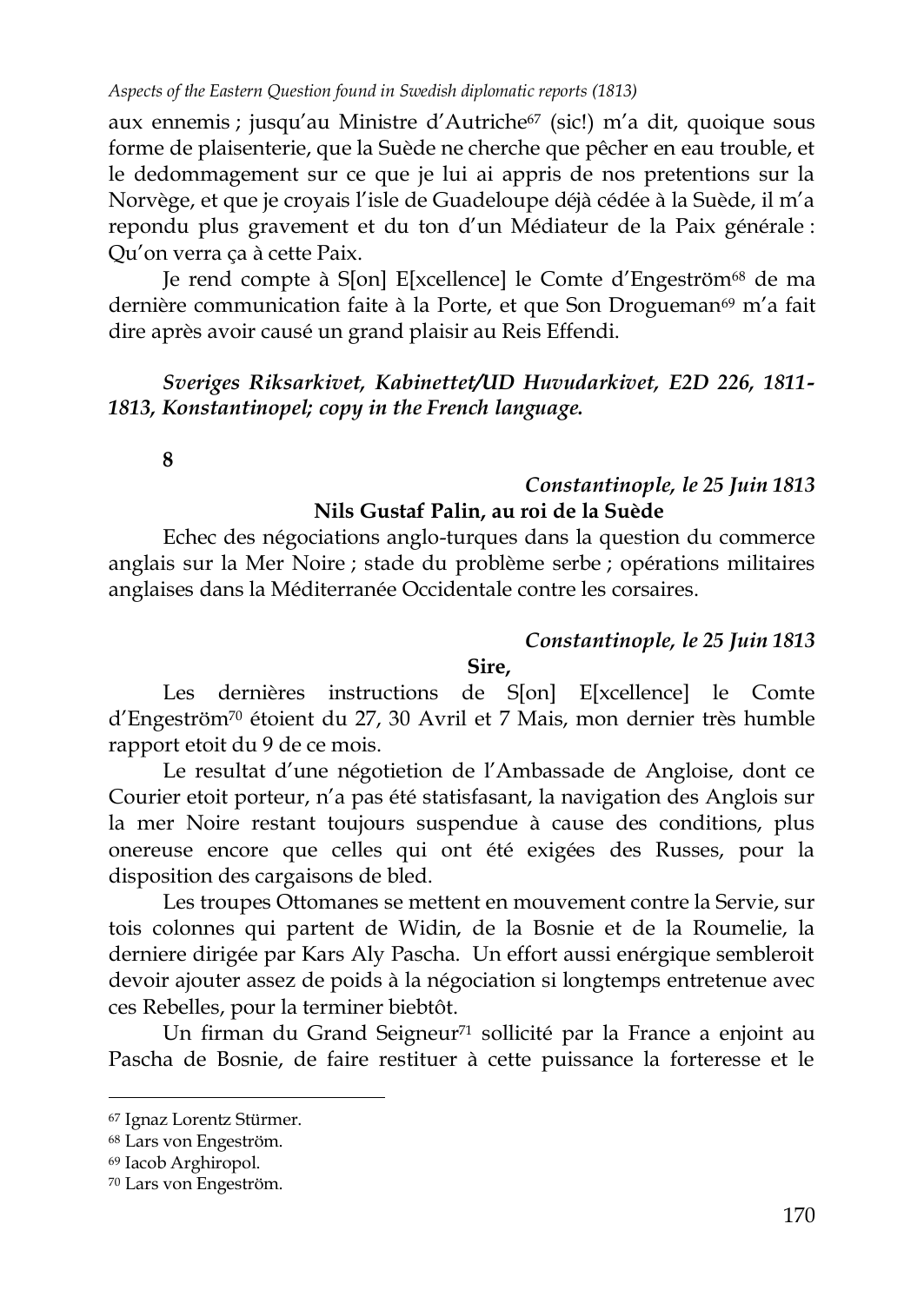aux ennemis ; jusqu'au Ministre d'Autriche[67] (sic!) m'a dit, quoique sous forme de plaisenterie, que la Suède ne cherche que pêcher en eau trouble, et le dedommagement sur ce que je lui ai appris de nos pretentions sur la Norvège, et que je croyais l'isle de Guadeloupe déjà cédée à la Suède, il m'a repondu plus gravement et du ton d'un Médiateur de la Paix générale : Qu'on verra ça à cette Paix.

Je rend compte à S[on] E[xcellence] le Comte d'Engeström[68] de ma dernière communication faite à la Porte, et que Son Drogueman[69] m'a fait dire après avoir causé un grand plaisir au Reis Effendi.

***Sveriges Riksarkivet, Kabinettet/UD Huvudarkivet, E2D 226, 1811-1813, Konstantinopel; copy in the French language.***

**8**

***Constantinople, le 25 Juin 1813***

**Nils Gustaf Palin, au roi de la Suède**

Echec des négociations anglo-turques dans la question du commerce anglais sur la Mer Noire ; stade du problème serbe ; opérations militaires anglaises dans la Méditerranée Occidentale contre les corsaires.

***Constantinople, le 25 Juin 1813***

**Sire,**

Les dernières instructions de S[on] E[xcellence] le Comte d'Engeström[70] étoient du 27, 30 Avril et 7 Mais, mon dernier très humble rapport etoit du 9 de ce mois.

Le resultat d'une négotietion de l'Ambassade de Angloise, dont ce Courier etoit porteur, n'a pas été statisfasant, la navigation des Anglois sur la mer Noire restant toujours suspendue à cause des conditions, plus onereuse encore que celles qui ont été exigées des Russes, pour la disposition des cargaisons de bled.

Les troupes Ottomanes se mettent en mouvement contre la Servie, sur tois colonnes qui partent de Widin, de la Bosnie et de la Roumelie, la derniere dirigée par Kars Aly Pascha. Un effort aussi enérgique sembleroit devoir ajouter assez de poids à la négociation si longtemps entretenue avec ces Rebelles, pour la terminer biebtôt.

Un firman du Grand Seigneur[71] sollicité par la France a enjoint au Pascha de Bosnie, de faire restituer à cette puissance la forteresse et le

---

[67] Ignaz Lorentz Stürmer.

[68] Lars von Engeström.

[69] Iacob Arghiropol.

[70] Lars von Engeström.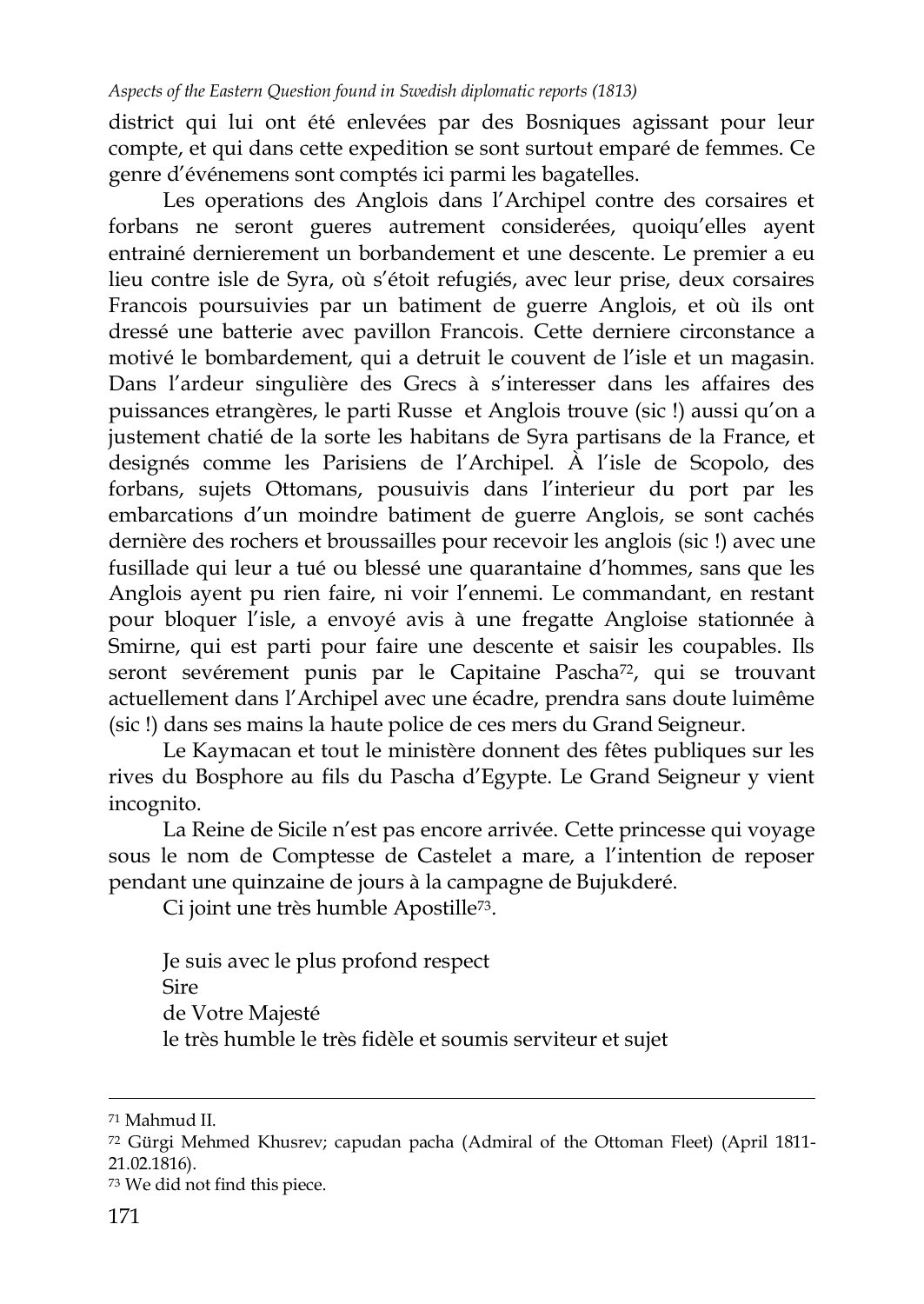district qui lui ont été enlevées par des Bosniques agissant pour leur compte, et qui dans cette expedition se sont surtout emparé de femmes. Ce genre d'événemens sont comptés ici parmi les bagatelles.

Les operations des Anglois dans l'Archipel contre des corsaires et forbans ne seront gueres autrement considerées, quoiqu'elles ayent entrainé dernierement un borbandement et une descente. Le premier a eu lieu contre isle de Syra, où s'étoit refugiés, avec leur prise, deux corsaires Francois poursuivies par un batiment de guerre Anglois, et où ils ont dressé une batterie avec pavillon Francois. Cette derniere circonstance a motivé le bombardement, qui a detruit le couvent de l'isle et un magasin. Dans l'ardeur singulière des Grecs à s'interesser dans les affaires des puissances etrangères, le parti Russe et Anglois trouve (sic !) aussi qu'on a justement chatié de la sorte les habitans de Syra partisans de la France, et designés comme les Parisiens de l'Archipel. À l'isle de Scopolo, des forbans, sujets Ottomans, pousuivis dans l'interieur du port par les embarcations d'un moindre batiment de guerre Anglois, se sont cachés dernière des rochers et broussailles pour recevoir les anglois (sic !) avec une fusillade qui leur a tué ou blessé une quarantaine d'hommes, sans que les Anglois ayent pu rien faire, ni voir l'ennemi. Le commandant, en restant pour bloquer l'isle, a envoyé avis à une fregatte Angloise stationnée à Smirne, qui est parti pour faire une descente et saisir les coupables. Ils seront sevérement punis par le Capitaine Pascha[72], qui se trouvant actuellement dans l'Archipel avec une écadre, prendra sans doute luimême (sic !) dans ses mains la haute police de ces mers du Grand Seigneur.

Le Kaymacan et tout le ministère donnent des fêtes publiques sur les rives du Bosphore au fils du Pascha d'Egypte. Le Grand Seigneur y vient incognito.

La Reine de Sicile n'est pas encore arrivée. Cette princesse qui voyage sous le nom de Comptesse de Castelet a mare, a l'intention de reposer pendant une quinzaine de jours à la campagne de Bujukderé.

Ci joint une très humble Apostille[73].

Je suis avec le plus profond respect  
Sire  
de Votre Majesté  
le très humble le très fidèle et soumis serviteur et sujet

---

[71] Mahmud II.

[72] Gürgi Mehmed Khusrev; capudan pacha (Admiral of the Ottoman Fleet) (April 1811-21.02.1816).

[73] We did not find this piece.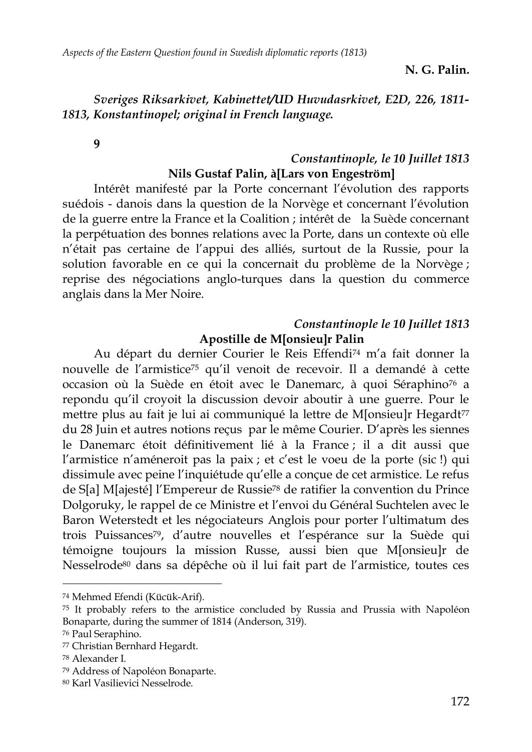**N. G. Palin.**

***Sveriges Riksarkivet, Kabinettet/UD Huvudasrkivet, E2D, 226, 1811-1813, Konstantinopel; original in French language.***

**9**

***Constantinople, le 10 Juillet 1813***

**Nils Gustaf Palin, à[Lars von Engeström]**

Intérêt manifesté par la Porte concernant l'évolution des rapports suédois - danois dans la question de la Norvège et concernant l'évolution de la guerre entre la France et la Coalition ; intérêt de la Suède concernant la perpétuation des bonnes relations avec la Porte, dans un contexte où elle n'était pas certaine de l'appui des alliés, surtout de la Russie, pour la solution favorable en ce qui la concernait du problème de la Norvège ; reprise des négociations anglo-turques dans la question du commerce anglais dans la Mer Noire.

***Constantinople le 10 Juillet 1813***

**Apostille de M[onsieu]r Palin**

Au départ du dernier Courier le Reis Effendi[74] m'a fait donner la nouvelle de l'armistice[75] qu'il venoit de recevoir. Il a demandé à cette occasion où la Suède en étoit avec le Danemarc, à quoi Séraphino[76] a repondu qu'il croyoit la discussion devoir aboutir à une guerre. Pour le mettre plus au fait je lui ai communiqué la lettre de M[onsieu]r Hegardt[77] du 28 Juin et autres notions reçus par le même Courier. D'après les siennes le Danemarc étoit définitivement lié à la France ; il a dit aussi que l'armistice n'améneroit pas la paix ; et c'est le voeu de la porte (sic !) qui dissimule avec peine l'inquiétude qu'elle a conçue de cet armistice. Le refus de S[a] M[ajesté] l'Empereur de Russie[78] de ratifier la convention du Prince Dolgoruky, le rappel de ce Ministre et l'envoi du Général Suchtelen avec le Baron Weterstedt et les négociateurs Anglois pour porter l'ultimatum des trois Puissances[79], d'autre nouvelles et l'espérance sur la Suède qui témoigne toujours la mission Russe, aussi bien que M[onsieu]r de Nesselrode[80] dans sa dépêche où il lui fait part de l'armistice, toutes ces

---

[74] Mehmed Efendi (Kücük-Arif).

[75] It probably refers to the armistice concluded by Russia and Prussia with Napoléon Bonaparte, during the summer of 1814 (Anderson, 319).

[76] Paul Seraphino.

[77] Christian Bernhard Hegardt.

[78] Alexander I.

[79] Address of Napoléon Bonaparte.

[80] Karl Vasilievici Nesselrode.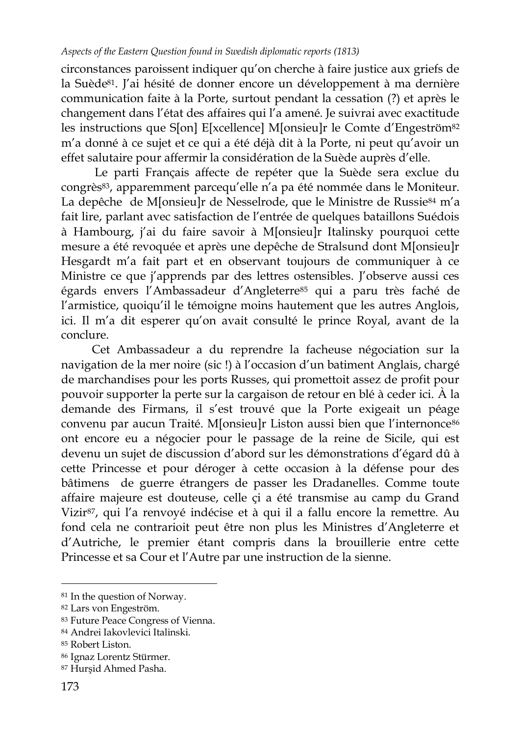circonstances paroissent indiquer qu'on cherche à faire justice aux griefs de la Suède[81]. J'ai hésité de donner encore un développement à ma dernière communication faite à la Porte, surtout pendant la cessation (?) et après le changement dans l'état des affaires qui l'a amené. Je suivrai avec exactitude les instructions que S[on] E[xcellence] M[onsieu]r le Comte d'Engeström[82] m'a donné à ce sujet et ce qui a été déjà dit à la Porte, ni peut qu'avoir un effet salutaire pour affermir la considération de la Suède auprès d'elle.

Le parti Français affecte de repéter que la Suède sera exclue du congrès[83], apparemment parcequ'elle n'a pa été nommée dans le Moniteur. La depêche de M[onsieu]r de Nesselrode, que le Ministre de Russie[84] m'a fait lire, parlant avec satisfaction de l'entrée de quelques bataillons Suédois à Hambourg, j'ai du faire savoir à M[onsieu]r Italinsky pourquoi cette mesure a été revoquée et après une depêche de Stralsund dont M[onsieu]r Hesgardt m'a fait part et en observant toujours de communiquer à ce Ministre ce que j'apprends par des lettres ostensibles. J'observe aussi ces égards envers l'Ambassadeur d'Angleterre[85] qui a paru très faché de l'armistice, quoiqu'il le témoigne moins hautement que les autres Anglois, ici. Il m'a dit esperer qu'on avait consulté le prince Royal, avant de la conclure.

Cet Ambassadeur a du reprendre la facheuse négociation sur la navigation de la mer noire (sic !) à l'occasion d'un batiment Anglais, chargé de marchandises pour les ports Russes, qui promettoit assez de profit pour pouvoir supporter la perte sur la cargaison de retour en blé à ceder ici. À la demande des Firmans, il s'est trouvé que la Porte exigeait un péage convenu par aucun Traité. M[onsieu]r Liston aussi bien que l'internonce[86] ont encore eu a négocier pour le passage de la reine de Sicile, qui est devenu un sujet de discussion d'abord sur les démonstrations d'égard dû à cette Princesse et pour déroger à cette occasion à la défense pour des bâtimens de guerre étrangers de passer les Dradanelles. Comme toute affaire majeure est douteuse, celle çi a été transmise au camp du Grand Vizir[87], qui l'a renvoyé indécise et à qui il a fallu encore la remettre. Au fond cela ne contrarioit peut être non plus les Ministres d'Angleterre et d'Autriche, le premier étant compris dans la brouillerie entre cette Princesse et sa Cour et l'Autre par une instruction de la sienne.

---

[81] In the question of Norway.

[82] Lars von Engeström.

[83] Future Peace Congress of Vienna.

[84] Andrei Iakovlevici Italinski.

[85] Robert Liston.

[86] Ignaz Lorentz Stürmer.

[87] Hurşid Ahmed Pasha.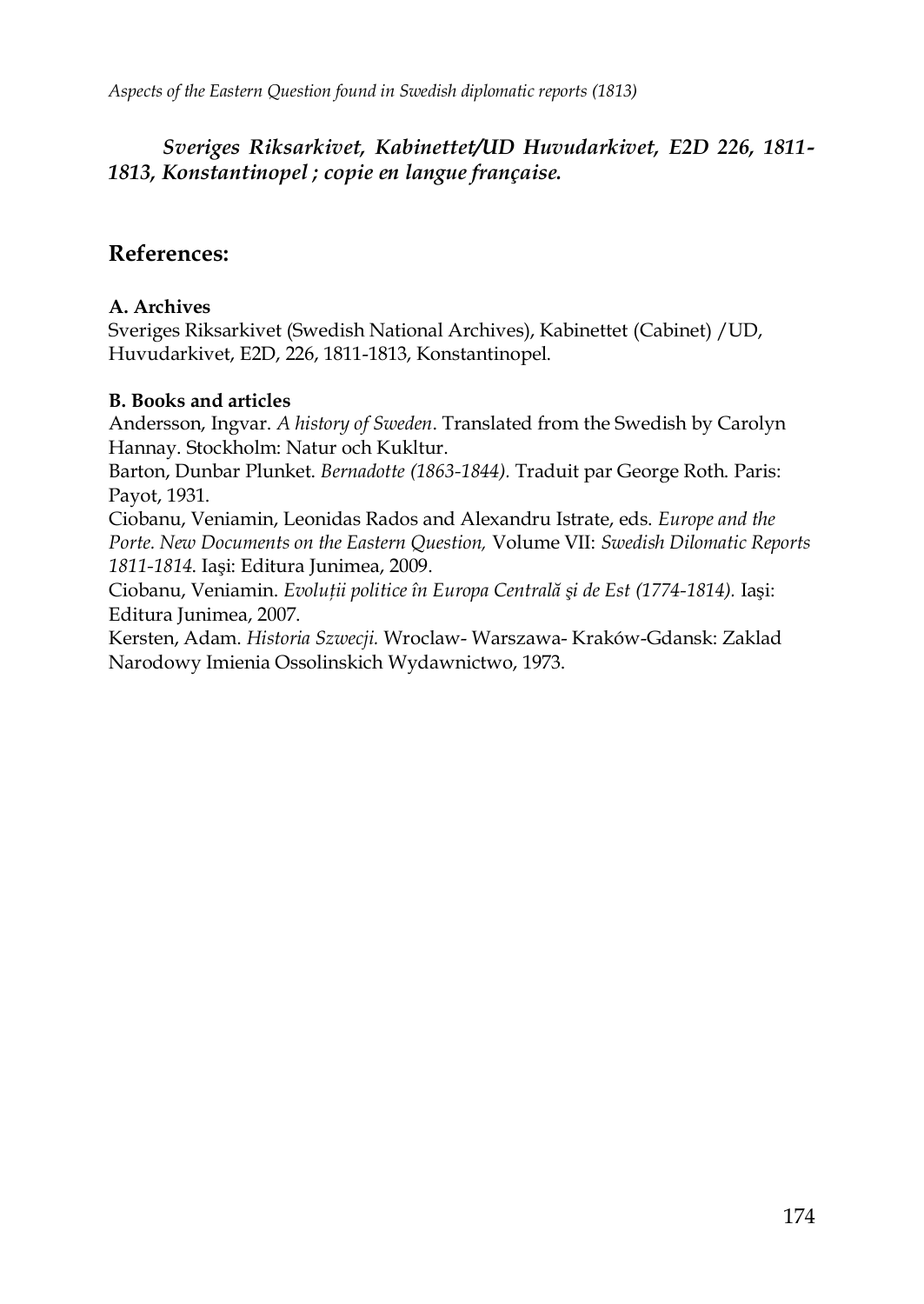*__Sveriges Riksarkivet, Kabinettet/UD Huvudarkivet, E2D 226, 1811-1813, Konstantinopel ; copie en langue française.__*

## References:

**A. Archives**

Sveriges Riksarkivet (Swedish National Archives), Kabinettet (Cabinet) /UD, Huvudarkivet, E2D, 226, 1811-1813, Konstantinopel.

**B. Books and articles**

Andersson, Ingvar. *A history of Sweden*. Translated from the Swedish by Carolyn Hannay. Stockholm: Natur och Kukltur.

Barton, Dunbar Plunket. *Bernadotte (1863-1844).* Traduit par George Roth. Paris: Payot, 1931.

Ciobanu, Veniamin, Leonidas Rados and Alexandru Istrate, eds. *Europe and the Porte. New Documents on the Eastern Question,* Volume VII: *Swedish Dilomatic Reports 1811-1814.* Iaşi: Editura Junimea, 2009.

Ciobanu, Veniamin. *Evoluții politice în Europa Centrală şi de Est (1774-1814).* Iaşi: Editura Junimea, 2007.

Kersten, Adam. *Historia Szwecji.* Wroclaw- Warszawa- Kraków-Gdansk: Zaklad Narodowy Imienia Ossolinskich Wydawnictwo, 1973.